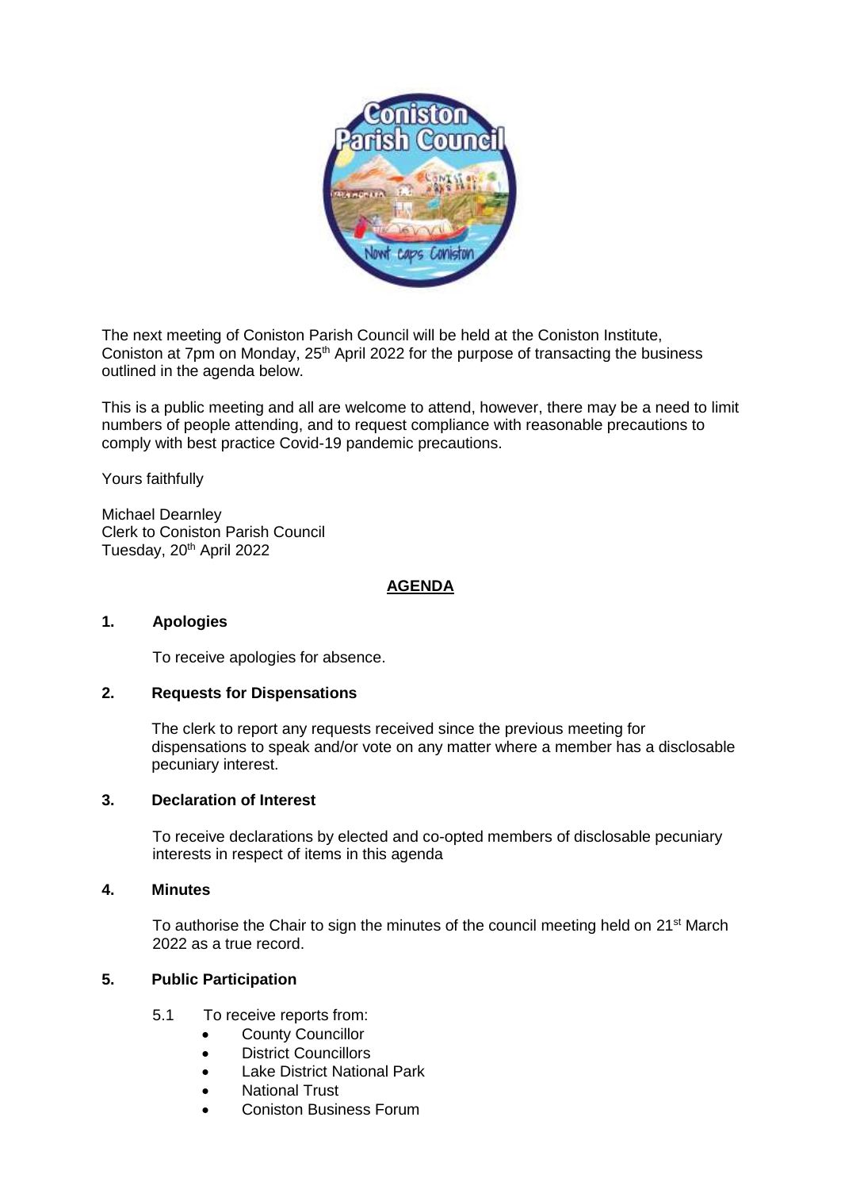The next meeting of Coniston Parish Council will be held at the Coniston Institute, Coniston at 7pm on Monday, 25th April 2022 for the purpose of transacting the business outlined in the agenda below.

This is a public meeting and all are welcome to attend, however, there may be a need to limit numbers of people attending, and to request compliance with reasonable precautions to comply with best practice Covid-19 pandemic precautions.

Yours faithfully

Michael Dearnley
Clerk to Coniston Parish Council
Tuesday, 20th April 2022

## AGENDA

### 1. Apologies

To receive apologies for absence.

### 2. Requests for Dispensations

The clerk to report any requests received since the previous meeting for dispensations to speak and/or vote on any matter where a member has a disclosable pecuniary interest.

### 3. Declaration of Interest

To receive declarations by elected and co-opted members of disclosable pecuniary interests in respect of items in this agenda

### 4. Minutes

To authorise the Chair to sign the minutes of the council meeting held on 21st March 2022 as a true record.

### 5. Public Participation

5.1 To receive reports from:

- County Councillor
- District Councillors
- Lake District National Park
- National Trust
- Coniston Business Forum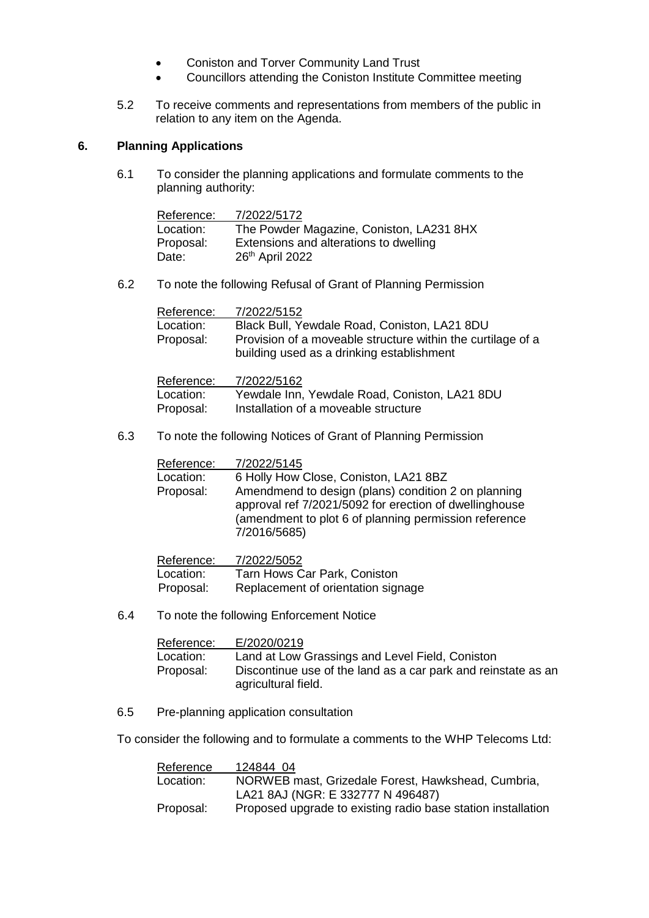- Coniston and Torver Community Land Trust
- Councillors attending the Coniston Institute Committee meeting

5.2 To receive comments and representations from members of the public in relation to any item on the Agenda.

## 6. Planning Applications

6.1 To consider the planning applications and formulate comments to the planning authority:

| | |
|---|---|
| Reference: | 7/2022/5172 |
| Location: | The Powder Magazine, Coniston, LA231 8HX |
| Proposal: | Extensions and alterations to dwelling |
| Date: | 26th April 2022 |

6.2 To note the following Refusal of Grant of Planning Permission

| | |
|---|---|
| Reference: | 7/2022/5152 |
| Location: | Black Bull, Yewdale Road, Coniston, LA21 8DU |
| Proposal: | Provision of a moveable structure within the curtilage of a building used as a drinking establishment |

| | |
|---|---|
| Reference: | 7/2022/5162 |
| Location: | Yewdale Inn, Yewdale Road, Coniston, LA21 8DU |
| Proposal: | Installation of a moveable structure |

6.3 To note the following Notices of Grant of Planning Permission

| | |
|---|---|
| Reference: | 7/2022/5145 |
| Location: | 6 Holly How Close, Coniston, LA21 8BZ |
| Proposal: | Amendmend to design (plans) condition 2 on planning approval ref 7/2021/5092 for erection of dwellinghouse (amendment to plot 6 of planning permission reference 7/2016/5685) |

| | |
|---|---|
| Reference: | 7/2022/5052 |
| Location: | Tarn Hows Car Park, Coniston |
| Proposal: | Replacement of orientation signage |

6.4 To note the following Enforcement Notice

| | |
|---|---|
| Reference: | E/2020/0219 |
| Location: | Land at Low Grassings and Level Field, Coniston |
| Proposal: | Discontinue use of the land as a car park and reinstate as an agricultural field. |

6.5 Pre-planning application consultation

To consider the following and to formulate a comments to the WHP Telecoms Ltd:

| | |
|---|---|
| Reference | 124844_04 |
| Location: | NORWEB mast, Grizedale Forest, Hawkshead, Cumbria, LA21 8AJ (NGR: E 332777 N 496487) |
| Proposal: | Proposed upgrade to existing radio base station installation |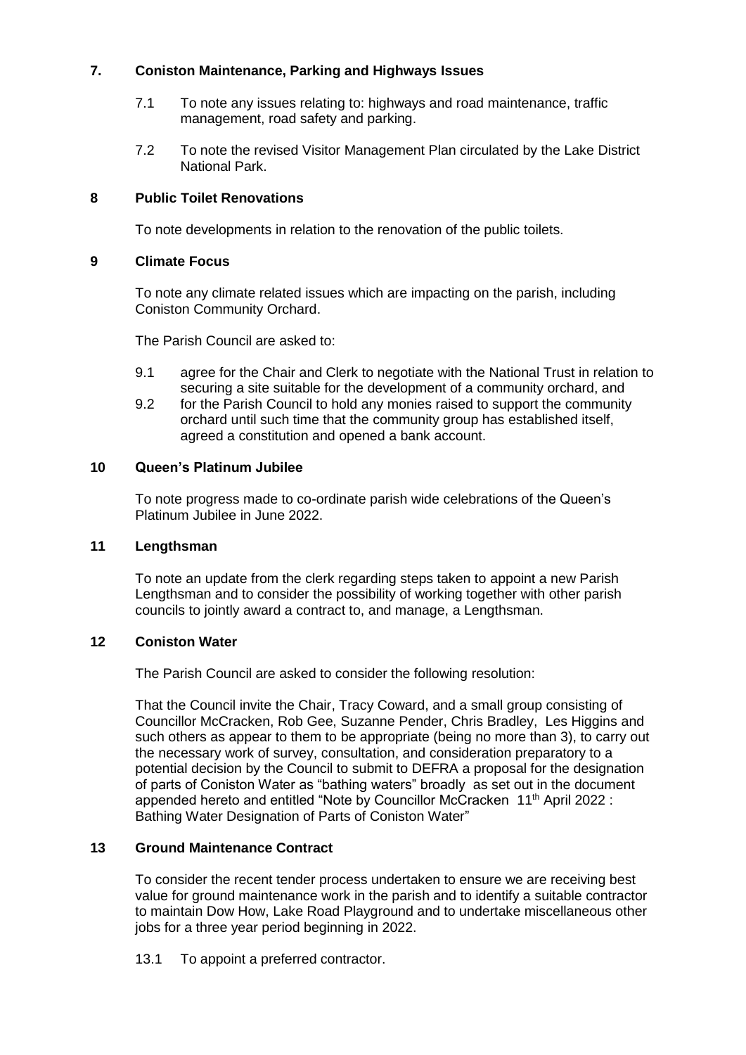## 7. Coniston Maintenance, Parking and Highways Issues

7.1 To note any issues relating to: highways and road maintenance, traffic management, road safety and parking.

7.2 To note the revised Visitor Management Plan circulated by the Lake District National Park.

## 8 Public Toilet Renovations

To note developments in relation to the renovation of the public toilets.

## 9 Climate Focus

To note any climate related issues which are impacting on the parish, including Coniston Community Orchard.

The Parish Council are asked to:

9.1 agree for the Chair and Clerk to negotiate with the National Trust in relation to securing a site suitable for the development of a community orchard, and

9.2 for the Parish Council to hold any monies raised to support the community orchard until such time that the community group has established itself, agreed a constitution and opened a bank account.

## 10 Queen's Platinum Jubilee

To note progress made to co-ordinate parish wide celebrations of the Queen's Platinum Jubilee in June 2022.

## 11 Lengthsman

To note an update from the clerk regarding steps taken to appoint a new Parish Lengthsman and to consider the possibility of working together with other parish councils to jointly award a contract to, and manage, a Lengthsman.

## 12 Coniston Water

The Parish Council are asked to consider the following resolution:

That the Council invite the Chair, Tracy Coward, and a small group consisting of Councillor McCracken, Rob Gee, Suzanne Pender, Chris Bradley, Les Higgins and such others as appear to them to be appropriate (being no more than 3), to carry out the necessary work of survey, consultation, and consideration preparatory to a potential decision by the Council to submit to DEFRA a proposal for the designation of parts of Coniston Water as "bathing waters" broadly as set out in the document appended hereto and entitled "Note by Councillor McCracken 11th April 2022 : Bathing Water Designation of Parts of Coniston Water"

## 13 Ground Maintenance Contract

To consider the recent tender process undertaken to ensure we are receiving best value for ground maintenance work in the parish and to identify a suitable contractor to maintain Dow How, Lake Road Playground and to undertake miscellaneous other jobs for a three year period beginning in 2022.

13.1 To appoint a preferred contractor.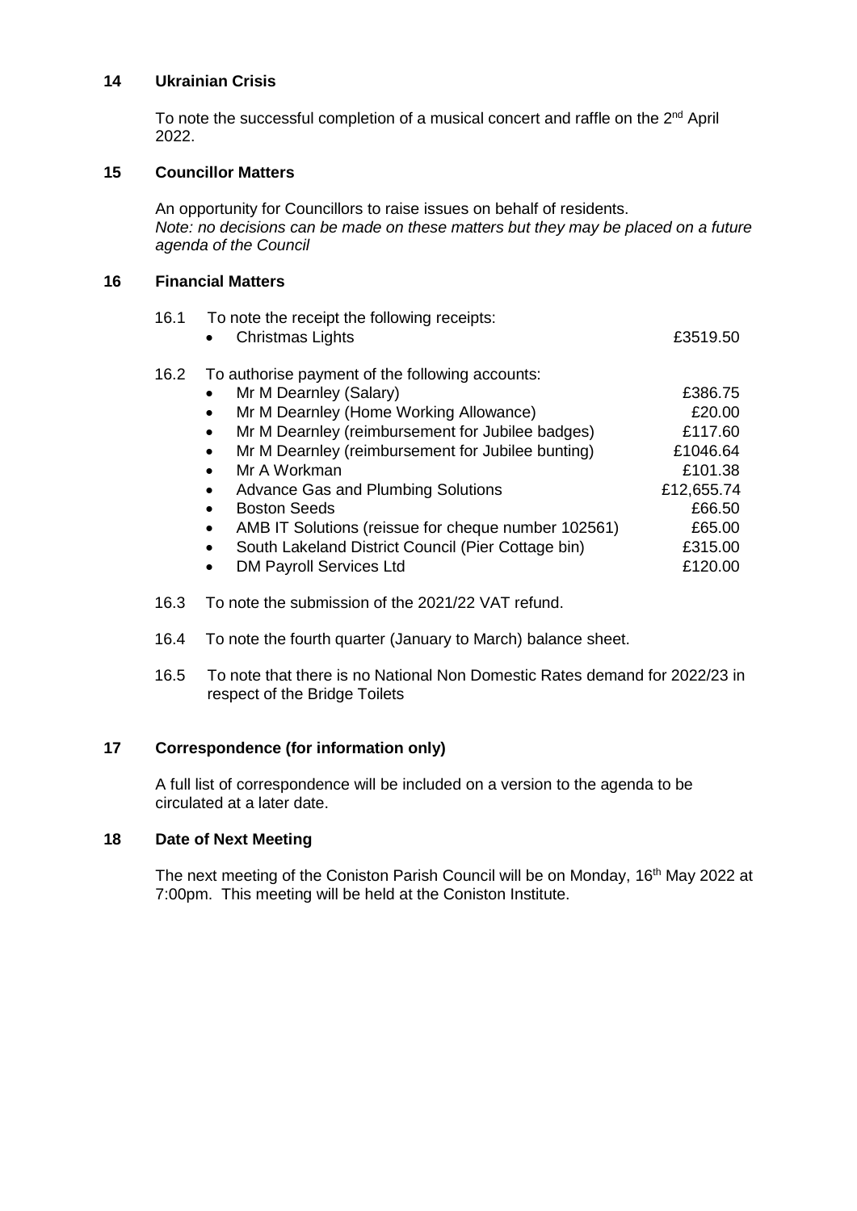## 14 Ukrainian Crisis

To note the successful completion of a musical concert and raffle on the 2nd April 2022.

## 15 Councillor Matters

An opportunity for Councillors to raise issues on behalf of residents.
*Note: no decisions can be made on these matters but they may be placed on a future agenda of the Council*

## 16 Financial Matters

16.1 To note the receipt the following receipts:

| | |
|---|---|
| • Christmas Lights | £3519.50 |

16.2 To authorise payment of the following accounts:

| | |
|---|---|
| • Mr M Dearnley (Salary) | £386.75 |
| • Mr M Dearnley (Home Working Allowance) | £20.00 |
| • Mr M Dearnley (reimbursement for Jubilee badges) | £117.60 |
| • Mr M Dearnley (reimbursement for Jubilee bunting) | £1046.64 |
| • Mr A Workman | £101.38 |
| • Advance Gas and Plumbing Solutions | £12,655.74 |
| • Boston Seeds | £66.50 |
| • AMB IT Solutions (reissue for cheque number 102561) | £65.00 |
| • South Lakeland District Council (Pier Cottage bin) | £315.00 |
| • DM Payroll Services Ltd | £120.00 |

16.3 To note the submission of the 2021/22 VAT refund.

16.4 To note the fourth quarter (January to March) balance sheet.

16.5 To note that there is no National Non Domestic Rates demand for 2022/23 in respect of the Bridge Toilets

## 17 Correspondence (for information only)

A full list of correspondence will be included on a version to the agenda to be circulated at a later date.

## 18 Date of Next Meeting

The next meeting of the Coniston Parish Council will be on Monday, 16th May 2022 at 7:00pm. This meeting will be held at the Coniston Institute.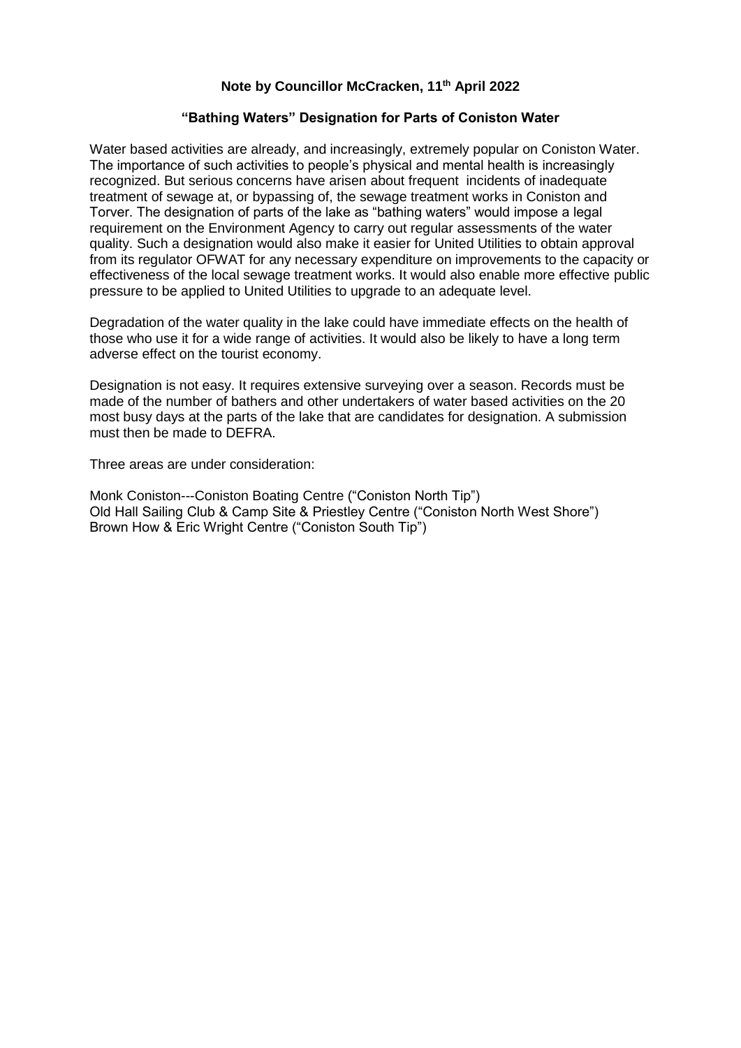**Note by Councillor McCracken, 11th April 2022**

**"Bathing Waters" Designation for Parts of Coniston Water**

Water based activities are already, and increasingly, extremely popular on Coniston Water. The importance of such activities to people's physical and mental health is increasingly recognized. But serious concerns have arisen about frequent incidents of inadequate treatment of sewage at, or bypassing of, the sewage treatment works in Coniston and Torver. The designation of parts of the lake as "bathing waters" would impose a legal requirement on the Environment Agency to carry out regular assessments of the water quality. Such a designation would also make it easier for United Utilities to obtain approval from its regulator OFWAT for any necessary expenditure on improvements to the capacity or effectiveness of the local sewage treatment works. It would also enable more effective public pressure to be applied to United Utilities to upgrade to an adequate level.

Degradation of the water quality in the lake could have immediate effects on the health of those who use it for a wide range of activities. It would also be likely to have a long term adverse effect on the tourist economy.

Designation is not easy. It requires extensive surveying over a season. Records must be made of the number of bathers and other undertakers of water based activities on the 20 most busy days at the parts of the lake that are candidates for designation. A submission must then be made to DEFRA.

Three areas are under consideration:

Monk Coniston---Coniston Boating Centre ("Coniston North Tip")
Old Hall Sailing Club & Camp Site & Priestley Centre ("Coniston North West Shore")
Brown How & Eric Wright Centre ("Coniston South Tip")